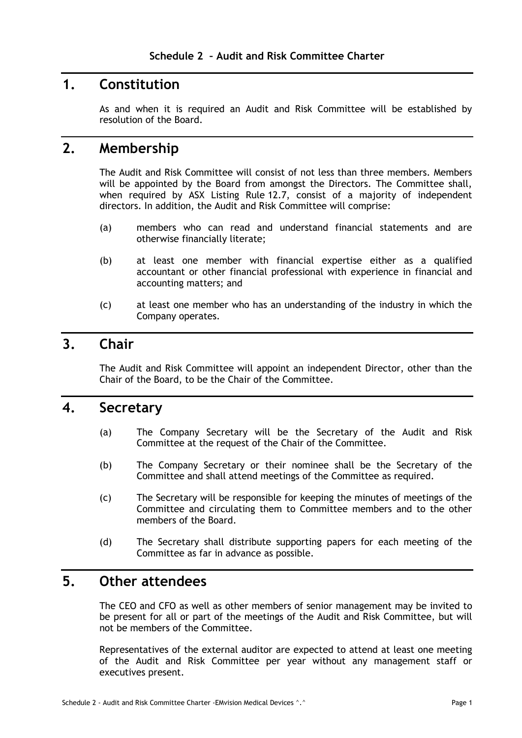**Schedule 2 – Audit and Risk Committee Charter**

## 1. Constitution

As and when it is required an Audit and Risk Committee will be established by resolution of the Board.

## 2. Membership

The Audit and Risk Committee will consist of not less than three members. Members will be appointed by the Board from amongst the Directors. The Committee shall, when required by ASX Listing Rule 12.7, consist of a majority of independent directors. In addition, the Audit and Risk Committee will comprise:

(a) members who can read and understand financial statements and are otherwise financially literate;

(b) at least one member with financial expertise either as a qualified accountant or other financial professional with experience in financial and accounting matters; and

(c) at least one member who has an understanding of the industry in which the Company operates.

## 3. Chair

The Audit and Risk Committee will appoint an independent Director, other than the Chair of the Board, to be the Chair of the Committee.

## 4. Secretary

(a) The Company Secretary will be the Secretary of the Audit and Risk Committee at the request of the Chair of the Committee.

(b) The Company Secretary or their nominee shall be the Secretary of the Committee and shall attend meetings of the Committee as required.

(c) The Secretary will be responsible for keeping the minutes of meetings of the Committee and circulating them to Committee members and to the other members of the Board.

(d) The Secretary shall distribute supporting papers for each meeting of the Committee as far in advance as possible.

## 5. Other attendees

The CEO and CFO as well as other members of senior management may be invited to be present for all or part of the meetings of the Audit and Risk Committee, but will not be members of the Committee.

Representatives of the external auditor are expected to attend at least one meeting of the Audit and Risk Committee per year without any management staff or executives present.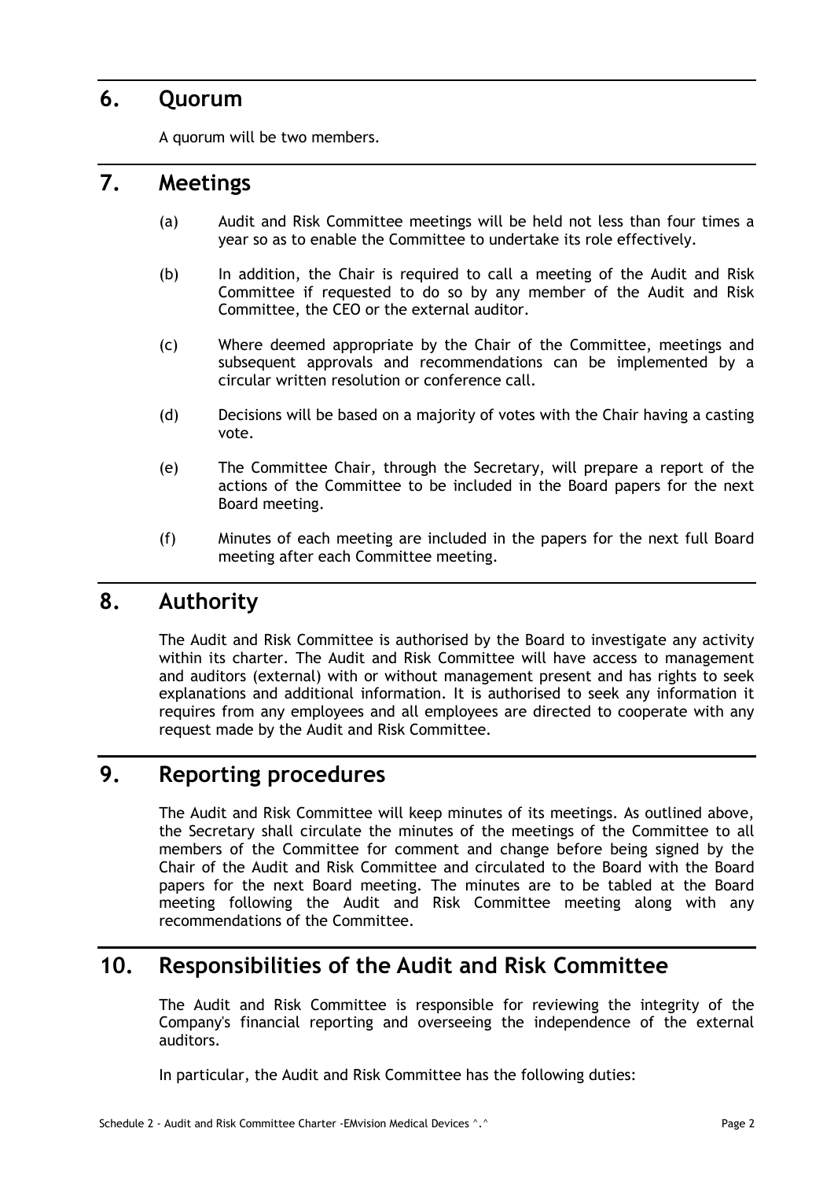## 6. Quorum

A quorum will be two members.

## 7. Meetings

(a) Audit and Risk Committee meetings will be held not less than four times a year so as to enable the Committee to undertake its role effectively.

(b) In addition, the Chair is required to call a meeting of the Audit and Risk Committee if requested to do so by any member of the Audit and Risk Committee, the CEO or the external auditor.

(c) Where deemed appropriate by the Chair of the Committee, meetings and subsequent approvals and recommendations can be implemented by a circular written resolution or conference call.

(d) Decisions will be based on a majority of votes with the Chair having a casting vote.

(e) The Committee Chair, through the Secretary, will prepare a report of the actions of the Committee to be included in the Board papers for the next Board meeting.

(f) Minutes of each meeting are included in the papers for the next full Board meeting after each Committee meeting.

## 8. Authority

The Audit and Risk Committee is authorised by the Board to investigate any activity within its charter. The Audit and Risk Committee will have access to management and auditors (external) with or without management present and has rights to seek explanations and additional information. It is authorised to seek any information it requires from any employees and all employees are directed to cooperate with any request made by the Audit and Risk Committee.

## 9. Reporting procedures

The Audit and Risk Committee will keep minutes of its meetings. As outlined above, the Secretary shall circulate the minutes of the meetings of the Committee to all members of the Committee for comment and change before being signed by the Chair of the Audit and Risk Committee and circulated to the Board with the Board papers for the next Board meeting. The minutes are to be tabled at the Board meeting following the Audit and Risk Committee meeting along with any recommendations of the Committee.

## 10. Responsibilities of the Audit and Risk Committee

The Audit and Risk Committee is responsible for reviewing the integrity of the Company's financial reporting and overseeing the independence of the external auditors.

In particular, the Audit and Risk Committee has the following duties: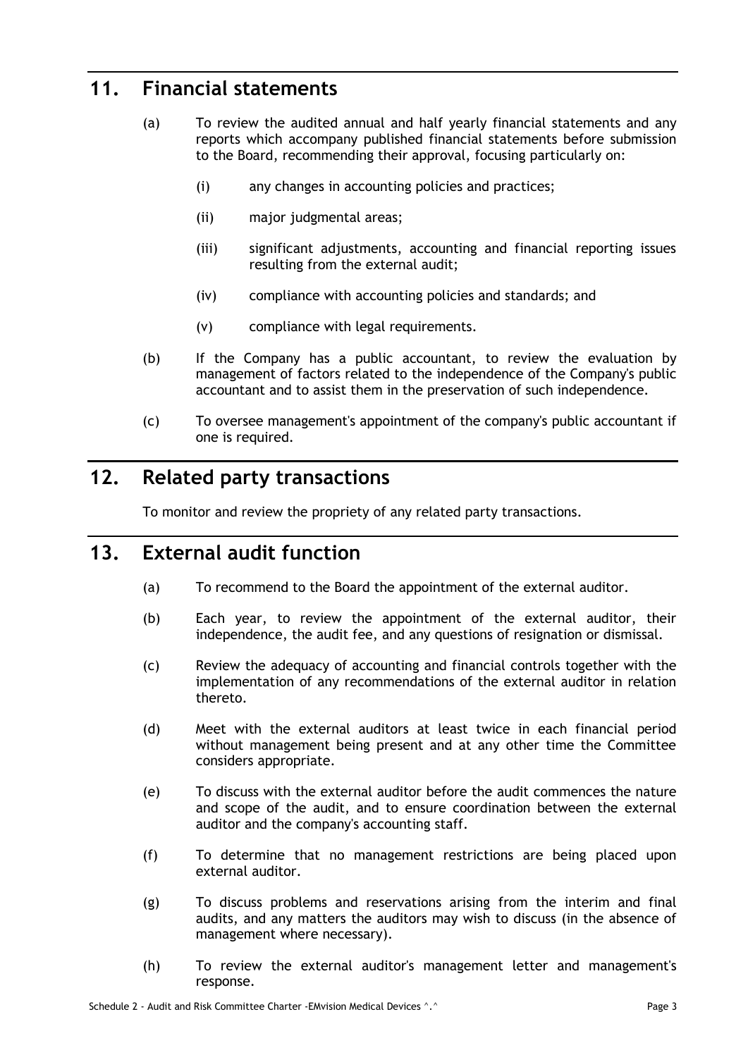## 11. Financial statements

(a) To review the audited annual and half yearly financial statements and any reports which accompany published financial statements before submission to the Board, recommending their approval, focusing particularly on:

(i) any changes in accounting policies and practices;

(ii) major judgmental areas;

(iii) significant adjustments, accounting and financial reporting issues resulting from the external audit;

(iv) compliance with accounting policies and standards; and

(v) compliance with legal requirements.

(b) If the Company has a public accountant, to review the evaluation by management of factors related to the independence of the Company's public accountant and to assist them in the preservation of such independence.

(c) To oversee management's appointment of the company's public accountant if one is required.

## 12. Related party transactions

To monitor and review the propriety of any related party transactions.

## 13. External audit function

(a) To recommend to the Board the appointment of the external auditor.

(b) Each year, to review the appointment of the external auditor, their independence, the audit fee, and any questions of resignation or dismissal.

(c) Review the adequacy of accounting and financial controls together with the implementation of any recommendations of the external auditor in relation thereto.

(d) Meet with the external auditors at least twice in each financial period without management being present and at any other time the Committee considers appropriate.

(e) To discuss with the external auditor before the audit commences the nature and scope of the audit, and to ensure coordination between the external auditor and the company's accounting staff.

(f) To determine that no management restrictions are being placed upon external auditor.

(g) To discuss problems and reservations arising from the interim and final audits, and any matters the auditors may wish to discuss (in the absence of management where necessary).

(h) To review the external auditor's management letter and management's response.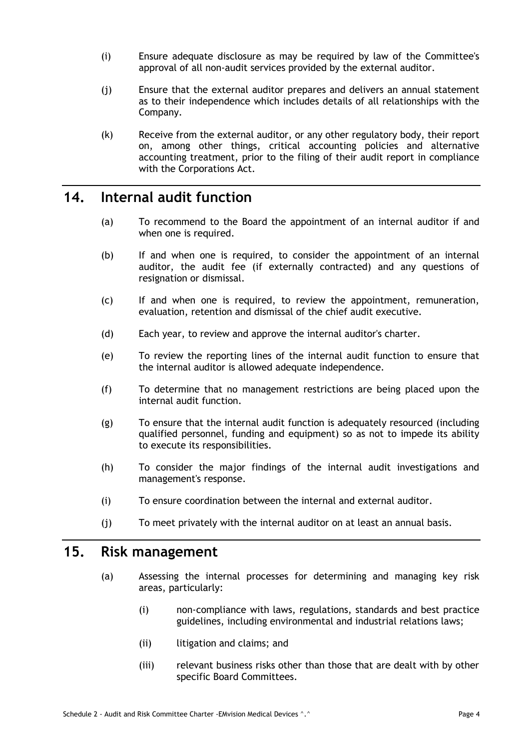(i) Ensure adequate disclosure as may be required by law of the Committee's approval of all non-audit services provided by the external auditor.

(j) Ensure that the external auditor prepares and delivers an annual statement as to their independence which includes details of all relationships with the Company.

(k) Receive from the external auditor, or any other regulatory body, their report on, among other things, critical accounting policies and alternative accounting treatment, prior to the filing of their audit report in compliance with the Corporations Act.

## 14. Internal audit function

(a) To recommend to the Board the appointment of an internal auditor if and when one is required.

(b) If and when one is required, to consider the appointment of an internal auditor, the audit fee (if externally contracted) and any questions of resignation or dismissal.

(c) If and when one is required, to review the appointment, remuneration, evaluation, retention and dismissal of the chief audit executive.

(d) Each year, to review and approve the internal auditor's charter.

(e) To review the reporting lines of the internal audit function to ensure that the internal auditor is allowed adequate independence.

(f) To determine that no management restrictions are being placed upon the internal audit function.

(g) To ensure that the internal audit function is adequately resourced (including qualified personnel, funding and equipment) so as not to impede its ability to execute its responsibilities.

(h) To consider the major findings of the internal audit investigations and management's response.

(i) To ensure coordination between the internal and external auditor.

(j) To meet privately with the internal auditor on at least an annual basis.

## 15. Risk management

(a) Assessing the internal processes for determining and managing key risk areas, particularly:

(i) non-compliance with laws, regulations, standards and best practice guidelines, including environmental and industrial relations laws;

(ii) litigation and claims; and

(iii) relevant business risks other than those that are dealt with by other specific Board Committees.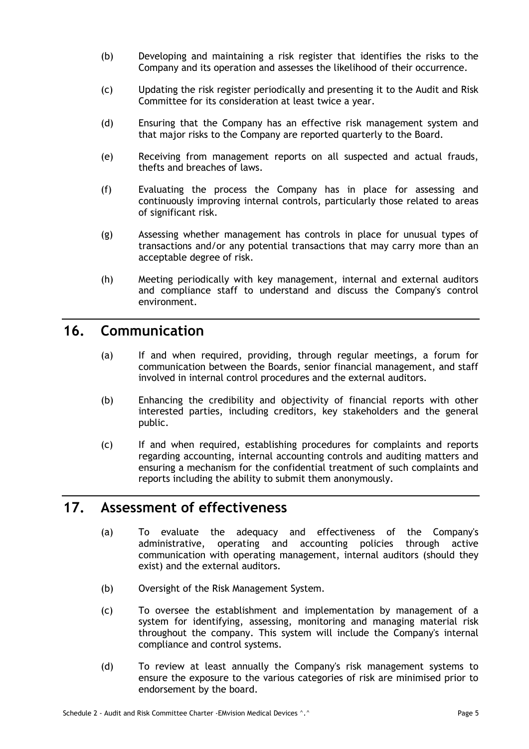(b) Developing and maintaining a risk register that identifies the risks to the Company and its operation and assesses the likelihood of their occurrence.

(c) Updating the risk register periodically and presenting it to the Audit and Risk Committee for its consideration at least twice a year.

(d) Ensuring that the Company has an effective risk management system and that major risks to the Company are reported quarterly to the Board.

(e) Receiving from management reports on all suspected and actual frauds, thefts and breaches of laws.

(f) Evaluating the process the Company has in place for assessing and continuously improving internal controls, particularly those related to areas of significant risk.

(g) Assessing whether management has controls in place for unusual types of transactions and/or any potential transactions that may carry more than an acceptable degree of risk.

(h) Meeting periodically with key management, internal and external auditors and compliance staff to understand and discuss the Company's control environment.

## 16. Communication

(a) If and when required, providing, through regular meetings, a forum for communication between the Boards, senior financial management, and staff involved in internal control procedures and the external auditors.

(b) Enhancing the credibility and objectivity of financial reports with other interested parties, including creditors, key stakeholders and the general public.

(c) If and when required, establishing procedures for complaints and reports regarding accounting, internal accounting controls and auditing matters and ensuring a mechanism for the confidential treatment of such complaints and reports including the ability to submit them anonymously.

## 17. Assessment of effectiveness

(a) To evaluate the adequacy and effectiveness of the Company's administrative, operating and accounting policies through active communication with operating management, internal auditors (should they exist) and the external auditors.

(b) Oversight of the Risk Management System.

(c) To oversee the establishment and implementation by management of a system for identifying, assessing, monitoring and managing material risk throughout the company. This system will include the Company's internal compliance and control systems.

(d) To review at least annually the Company's risk management systems to ensure the exposure to the various categories of risk are minimised prior to endorsement by the board.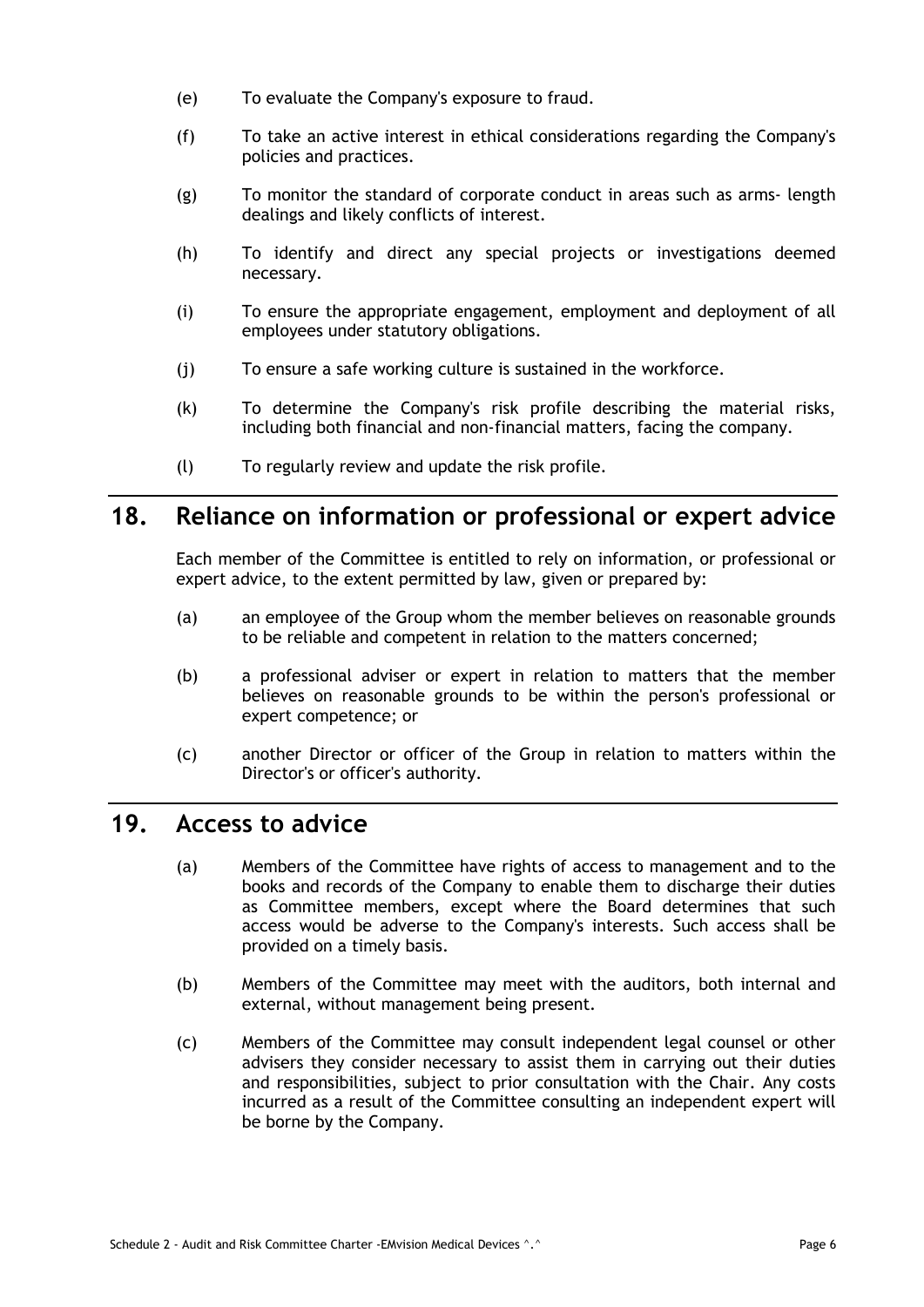(e) To evaluate the Company's exposure to fraud.

(f) To take an active interest in ethical considerations regarding the Company's policies and practices.

(g) To monitor the standard of corporate conduct in areas such as arms- length dealings and likely conflicts of interest.

(h) To identify and direct any special projects or investigations deemed necessary.

(i) To ensure the appropriate engagement, employment and deployment of all employees under statutory obligations.

(j) To ensure a safe working culture is sustained in the workforce.

(k) To determine the Company's risk profile describing the material risks, including both financial and non-financial matters, facing the company.

(l) To regularly review and update the risk profile.

## 18. Reliance on information or professional or expert advice

Each member of the Committee is entitled to rely on information, or professional or expert advice, to the extent permitted by law, given or prepared by:

(a) an employee of the Group whom the member believes on reasonable grounds to be reliable and competent in relation to the matters concerned;

(b) a professional adviser or expert in relation to matters that the member believes on reasonable grounds to be within the person's professional or expert competence; or

(c) another Director or officer of the Group in relation to matters within the Director's or officer's authority.

## 19. Access to advice

(a) Members of the Committee have rights of access to management and to the books and records of the Company to enable them to discharge their duties as Committee members, except where the Board determines that such access would be adverse to the Company's interests. Such access shall be provided on a timely basis.

(b) Members of the Committee may meet with the auditors, both internal and external, without management being present.

(c) Members of the Committee may consult independent legal counsel or other advisers they consider necessary to assist them in carrying out their duties and responsibilities, subject to prior consultation with the Chair. Any costs incurred as a result of the Committee consulting an independent expert will be borne by the Company.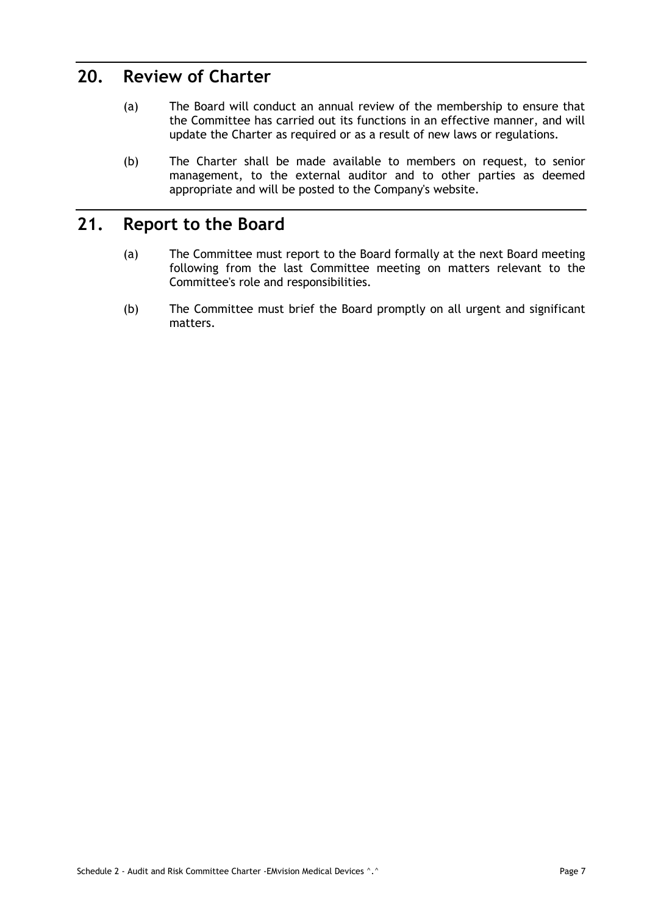## 20. Review of Charter

(a) The Board will conduct an annual review of the membership to ensure that the Committee has carried out its functions in an effective manner, and will update the Charter as required or as a result of new laws or regulations.

(b) The Charter shall be made available to members on request, to senior management, to the external auditor and to other parties as deemed appropriate and will be posted to the Company's website.

## 21. Report to the Board

(a) The Committee must report to the Board formally at the next Board meeting following from the last Committee meeting on matters relevant to the Committee's role and responsibilities.

(b) The Committee must brief the Board promptly on all urgent and significant matters.